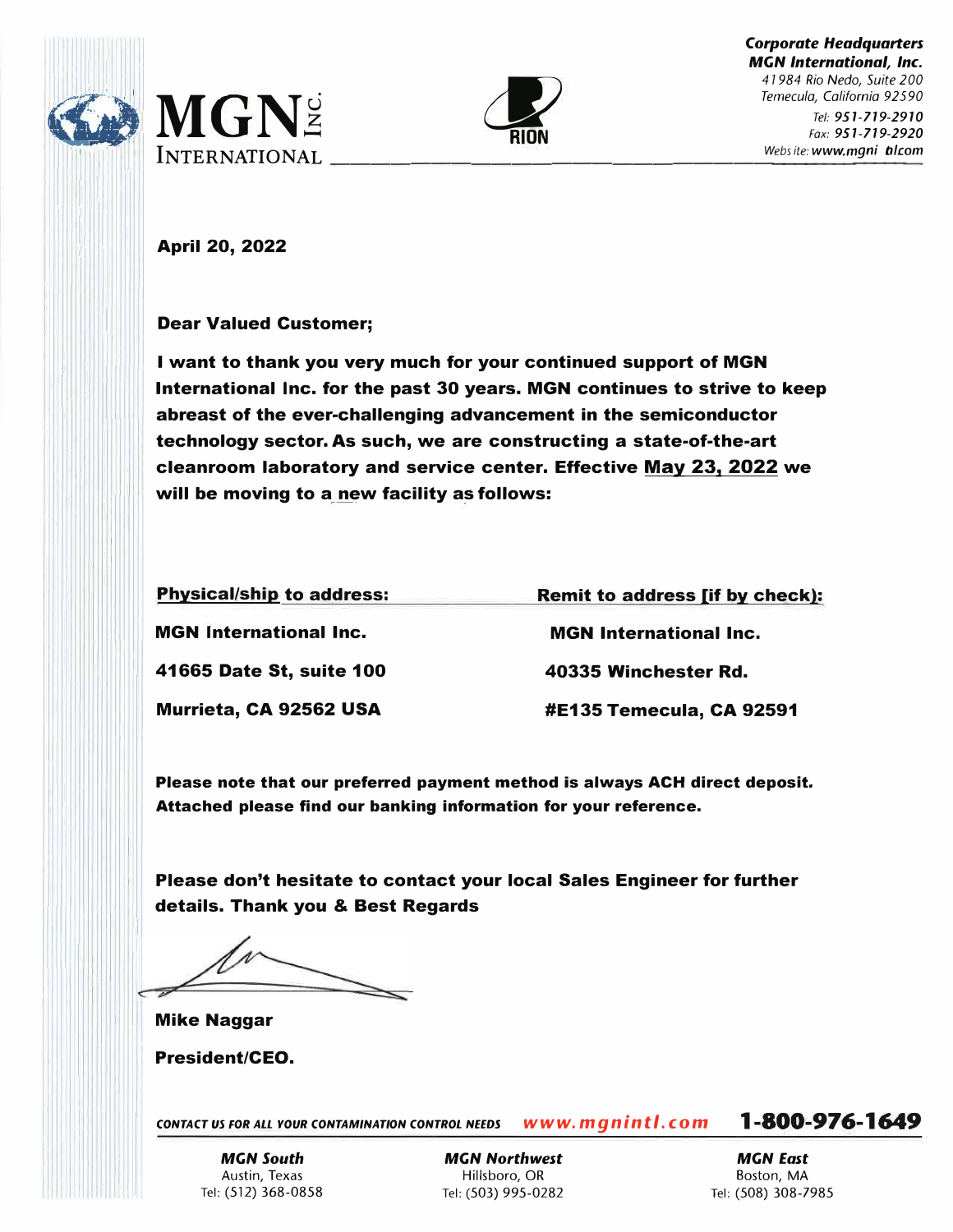MGN INTERNATIONAL INC.

RION

***Corporate Headquarters***
***MGN International, Inc.***
*41984 Rio Nedo, Suite 200*
*Temecula, California 92590*
*Tel: 951-719-2910*
*Fax: 951-719-2920*
*Website: www.mgnintl.com*

**April 20, 2022**

**Dear Valued Customer;**

**I want to thank you very much for your continued support of MGN International Inc. for the past 30 years. MGN continues to strive to keep abreast of the ever-challenging advancement in the semiconductor technology sector. As such, we are constructing a state-of-the-art cleanroom laboratory and service center. Effective May 23, 2022 we will be moving to a new facility as follows:**

| **Physical/ship to address:** | **Remit to address [if by check]:** |
|---|---|
| **MGN International Inc.** | **MGN International Inc.** |
| **41665 Date St, suite 100** | **40335 Winchester Rd.** |
| **Murrieta, CA 92562 USA** | **#E135 Temecula, CA 92591** |

**Please note that our preferred payment method is always ACH direct deposit. Attached please find our banking information for your reference.**

**Please don't hesitate to contact your local Sales Engineer for further details. Thank you & Best Regards**

**Mike Naggar**

**President/CEO.**

***CONTACT US FOR ALL YOUR CONTAMINATION CONTROL NEEDS*** ***www.mgnintl.com*** **1-800-976-1649**

| ***MGN South*** | ***MGN Northwest*** | ***MGN East*** |
|---|---|---|
| Austin, Texas | Hillsboro, OR | Boston, MA |
| Tel: (512) 368-0858 | Tel: (503) 995-0282 | Tel: (508) 308-7985 |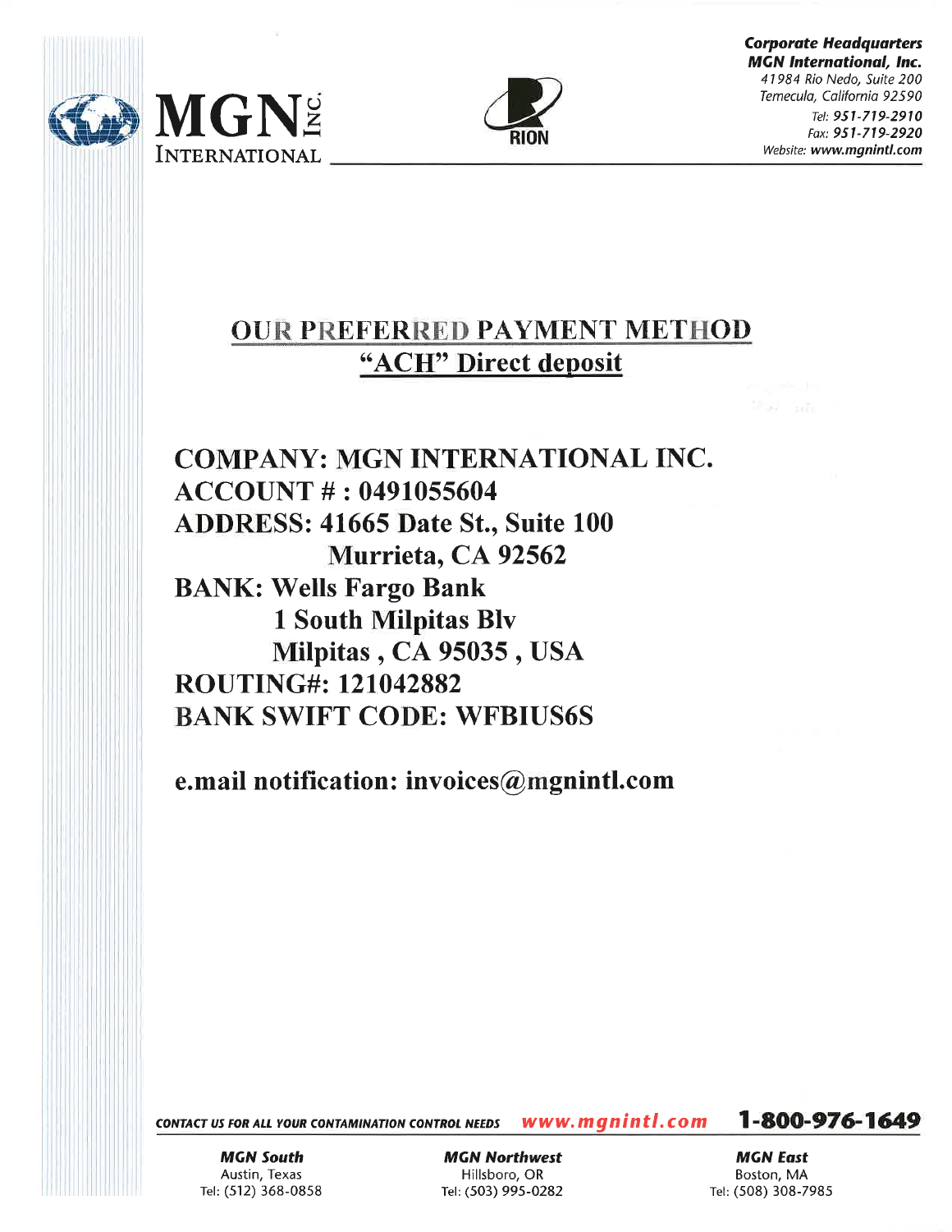**MGN INC. INTERNATIONAL**

**RION**

***Corporate Headquarters***
***MGN International, Inc.***
*41984 Rio Nedo, Suite 200*
*Temecula, California 92590*
*Tel: **951-719-2910***
*Fax: **951-719-2920***
*Website: **www.mgnintl.com***

## OUR PREFERRED PAYMENT METHOD
## "ACH" Direct deposit

**COMPANY: MGN INTERNATIONAL INC.**
**ACCOUNT # : 0491055604**
**ADDRESS: 41665 Date St., Suite 100**
**Murrieta, CA 92562**
**BANK: Wells Fargo Bank**
**1 South Milpitas Blv**
**Milpitas , CA 95035 , USA**
**ROUTING#: 121042882**
**BANK SWIFT CODE: WFBIUS6S**

**e.mail notification: invoices@mgnintl.com**

***CONTACT US FOR ALL YOUR CONTAMINATION CONTROL NEEDS*** ***www.mgnintl.com*** **1-800-976-1649**

***MGN South***
Austin, Texas
Tel: (512) 368-0858

***MGN Northwest***
Hillsboro, OR
Tel: (503) 995-0282

***MGN East***
Boston, MA
Tel: (508) 308-7985